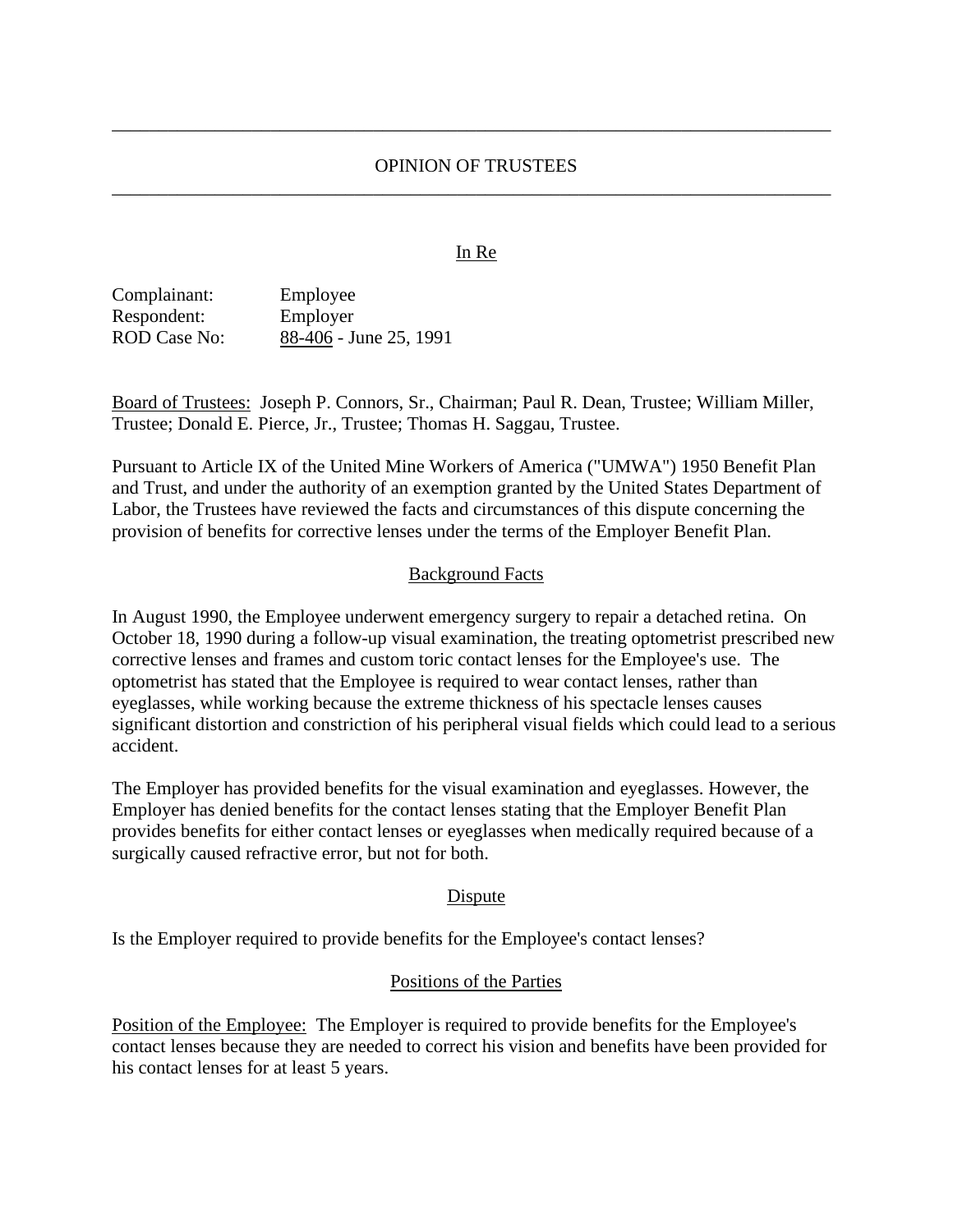---

# OPINION OF TRUSTEES

---

## In Re

Complainant: Employee
Respondent: Employer
ROD Case No: 88-406 - June 25, 1991

Board of Trustees: Joseph P. Connors, Sr., Chairman; Paul R. Dean, Trustee; William Miller, Trustee; Donald E. Pierce, Jr., Trustee; Thomas H. Saggau, Trustee.

Pursuant to Article IX of the United Mine Workers of America ("UMWA") 1950 Benefit Plan and Trust, and under the authority of an exemption granted by the United States Department of Labor, the Trustees have reviewed the facts and circumstances of this dispute concerning the provision of benefits for corrective lenses under the terms of the Employer Benefit Plan.

## Background Facts

In August 1990, the Employee underwent emergency surgery to repair a detached retina. On October 18, 1990 during a follow-up visual examination, the treating optometrist prescribed new corrective lenses and frames and custom toric contact lenses for the Employee's use. The optometrist has stated that the Employee is required to wear contact lenses, rather than eyeglasses, while working because the extreme thickness of his spectacle lenses causes significant distortion and constriction of his peripheral visual fields which could lead to a serious accident.

The Employer has provided benefits for the visual examination and eyeglasses. However, the Employer has denied benefits for the contact lenses stating that the Employer Benefit Plan provides benefits for either contact lenses or eyeglasses when medically required because of a surgically caused refractive error, but not for both.

## Dispute

Is the Employer required to provide benefits for the Employee's contact lenses?

## Positions of the Parties

Position of the Employee: The Employer is required to provide benefits for the Employee's contact lenses because they are needed to correct his vision and benefits have been provided for his contact lenses for at least 5 years.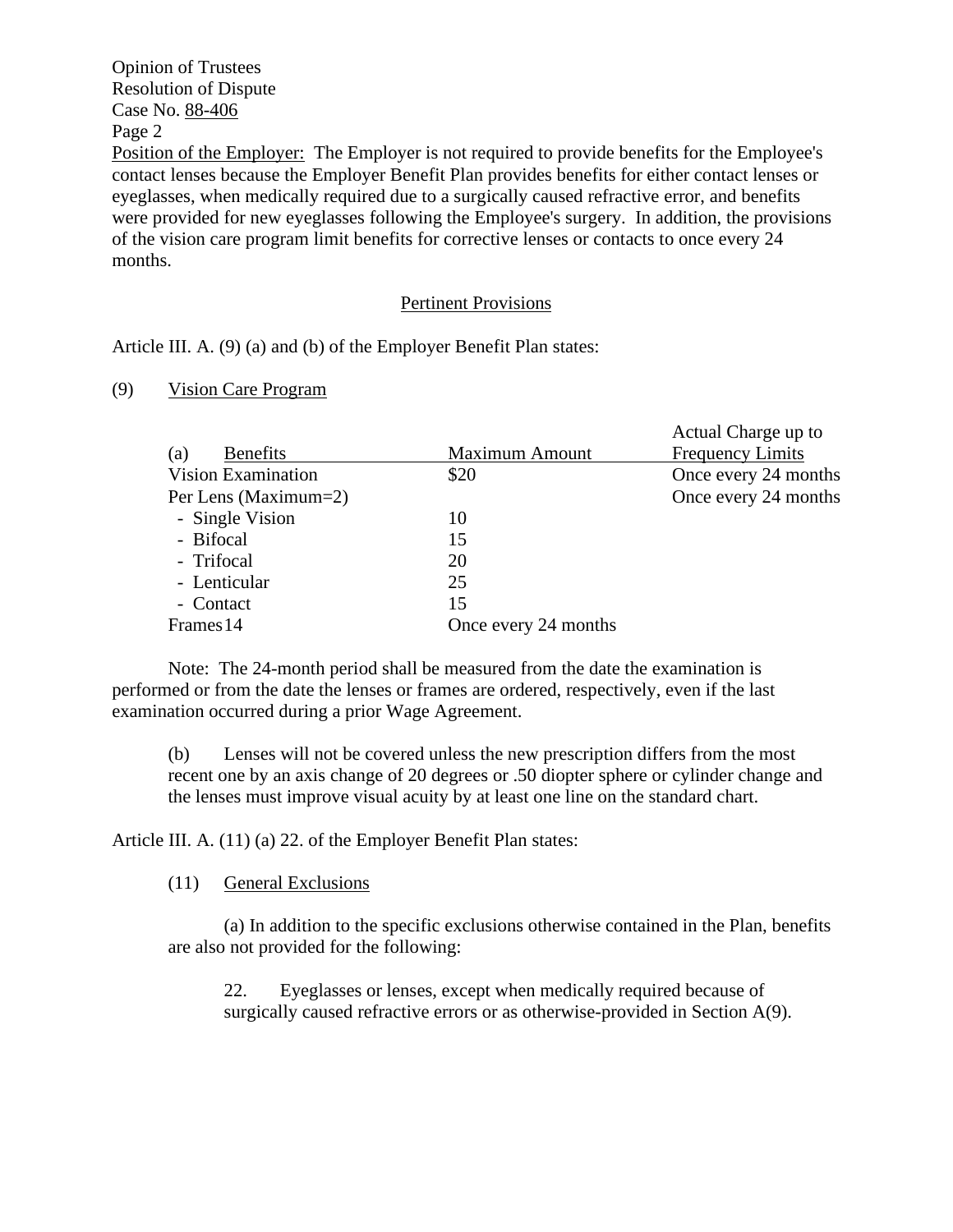Opinion of Trustees
Resolution of Dispute
Case No. 88-406
Page 2

Position of the Employer: The Employer is not required to provide benefits for the Employee's contact lenses because the Employer Benefit Plan provides benefits for either contact lenses or eyeglasses, when medically required due to a surgically caused refractive error, and benefits were provided for new eyeglasses following the Employee's surgery. In addition, the provisions of the vision care program limit benefits for corrective lenses or contacts to once every 24 months.

## Pertinent Provisions

Article III. A. (9) (a) and (b) of the Employer Benefit Plan states:

(9) Vision Care Program

| (a) Benefits | Maximum Amount | Actual Charge up to Frequency Limits |
|---|---|---|
| Vision Examination | $20 | Once every 24 months |
| Per Lens (Maximum=2) | | Once every 24 months |
| - Single Vision | 10 | |
| - Bifocal | 15 | |
| - Trifocal | 20 | |
| - Lenticular | 25 | |
| - Contact | 15 | |
| Frames 14 | Once every 24 months | |

Note: The 24-month period shall be measured from the date the examination is performed or from the date the lenses or frames are ordered, respectively, even if the last examination occurred during a prior Wage Agreement.

(b) Lenses will not be covered unless the new prescription differs from the most recent one by an axis change of 20 degrees or .50 diopter sphere or cylinder change and the lenses must improve visual acuity by at least one line on the standard chart.

Article III. A. (11) (a) 22. of the Employer Benefit Plan states:

(11) General Exclusions

(a) In addition to the specific exclusions otherwise contained in the Plan, benefits are also not provided for the following:

22. Eyeglasses or lenses, except when medically required because of surgically caused refractive errors or as otherwise-provided in Section A(9).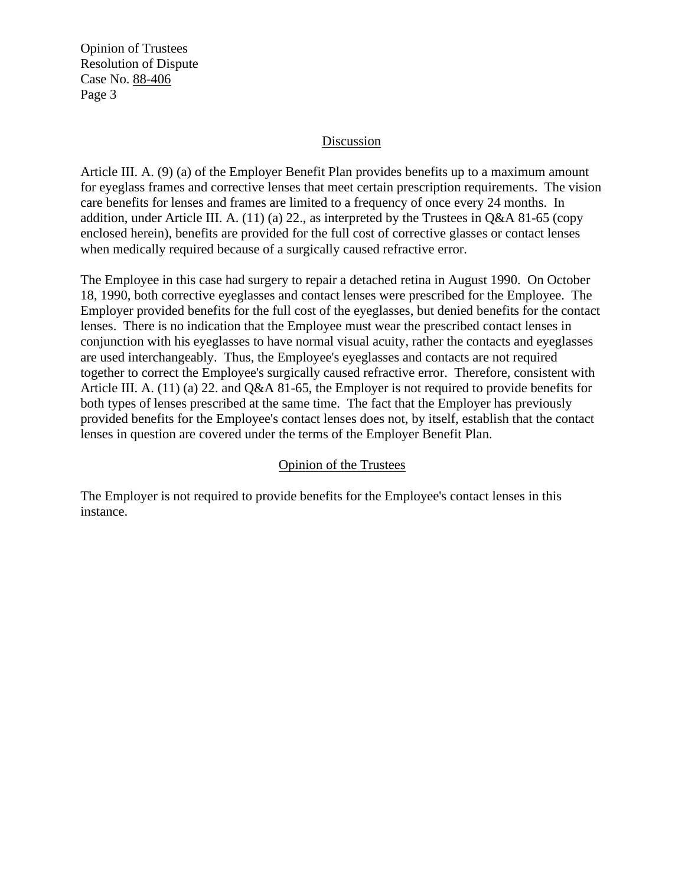## Discussion

Article III. A. (9) (a) of the Employer Benefit Plan provides benefits up to a maximum amount for eyeglass frames and corrective lenses that meet certain prescription requirements. The vision care benefits for lenses and frames are limited to a frequency of once every 24 months. In addition, under Article III. A. (11) (a) 22., as interpreted by the Trustees in Q&A 81-65 (copy enclosed herein), benefits are provided for the full cost of corrective glasses or contact lenses when medically required because of a surgically caused refractive error.

The Employee in this case had surgery to repair a detached retina in August 1990. On October 18, 1990, both corrective eyeglasses and contact lenses were prescribed for the Employee. The Employer provided benefits for the full cost of the eyeglasses, but denied benefits for the contact lenses. There is no indication that the Employee must wear the prescribed contact lenses in conjunction with his eyeglasses to have normal visual acuity, rather the contacts and eyeglasses are used interchangeably. Thus, the Employee's eyeglasses and contacts are not required together to correct the Employee's surgically caused refractive error. Therefore, consistent with Article III. A. (11) (a) 22. and Q&A 81-65, the Employer is not required to provide benefits for both types of lenses prescribed at the same time. The fact that the Employer has previously provided benefits for the Employee's contact lenses does not, by itself, establish that the contact lenses in question are covered under the terms of the Employer Benefit Plan.

## Opinion of the Trustees

The Employer is not required to provide benefits for the Employee's contact lenses in this instance.